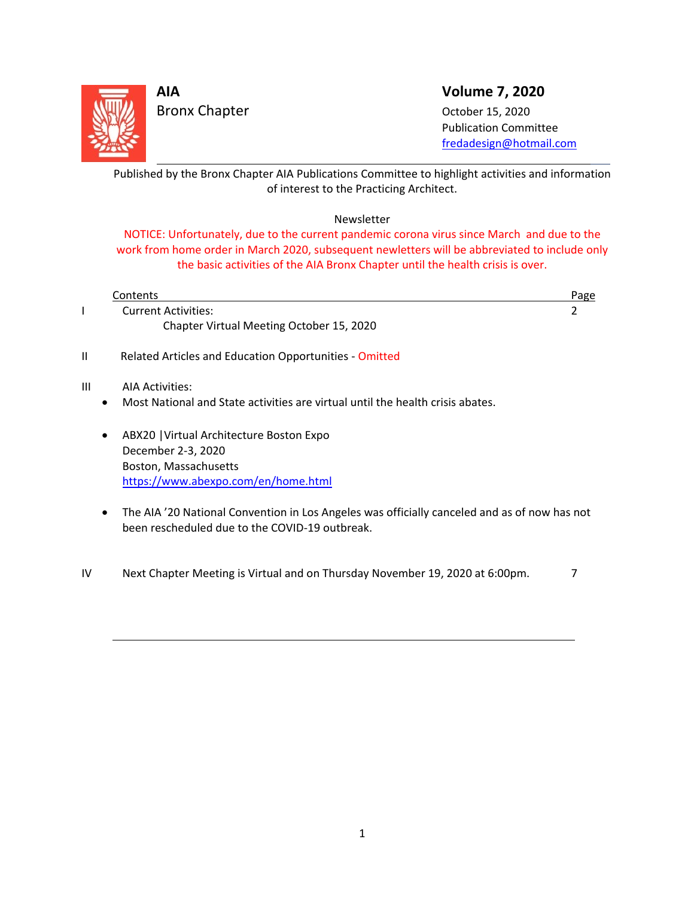**AIA**
Bronx Chapter

## Volume 7, 2020

October 15, 2020
Publication Committee
fredadesign@hotmail.com

---

Published by the Bronx Chapter AIA Publications Committee to highlight activities and information of interest to the Practicing Architect.

Newsletter

NOTICE: Unfortunately, due to the current pandemic corona virus since March and due to the work from home order in March 2020, subsequent newletters will be abbreviated to include only the basic activities of the AIA Bronx Chapter until the health crisis is over.

| | Contents | Page |
|---|---|---|
| I | Current Activities:<br>Chapter Virtual Meeting October 15, 2020 | 2 |
| II | Related Articles and Education Opportunities - Omitted | |
| III | AIA Activities: | |
| IV | Next Chapter Meeting is Virtual and on Thursday November 19, 2020 at 6:00pm. | 7 |

III AIA Activities:

- Most National and State activities are virtual until the health crisis abates.

- ABX20 |Virtual Architecture Boston Expo
  December 2-3, 2020
  Boston, Massachusetts
  https://www.abexpo.com/en/home.html

- The AIA '20 National Convention in Los Angeles was officially canceled and as of now has not been rescheduled due to the COVID-19 outbreak.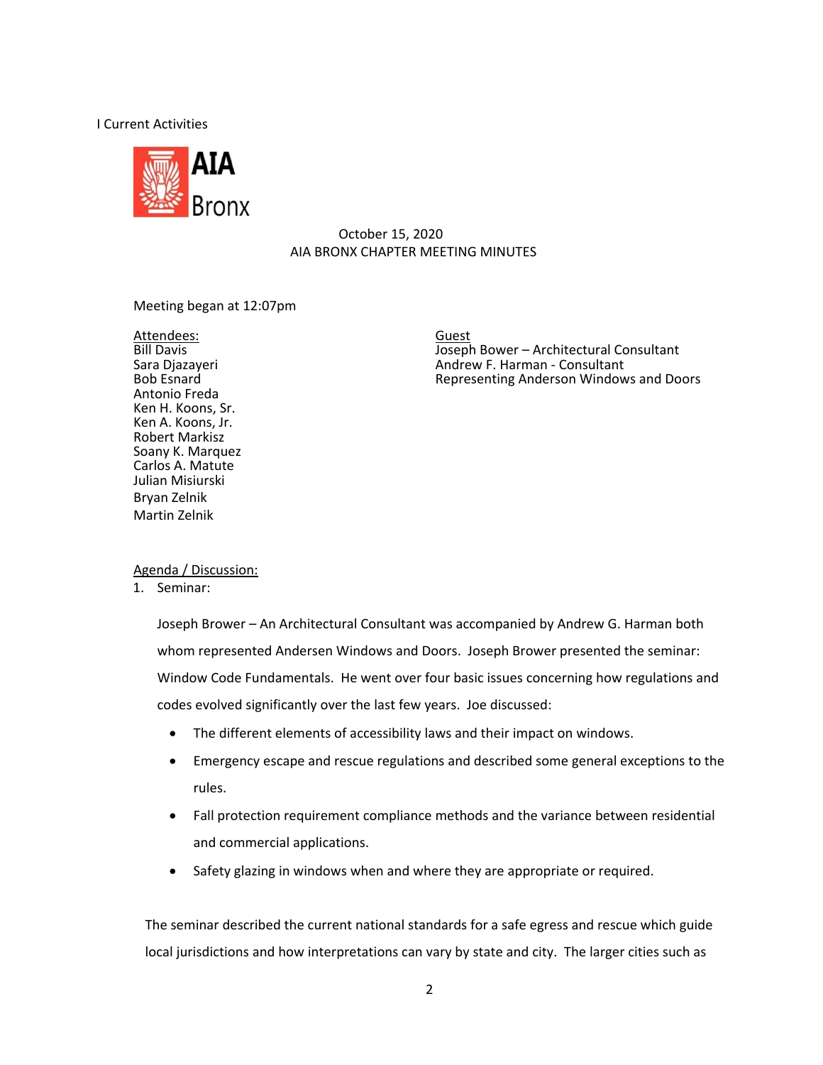I Current Activities

AIA Bronx

October 15, 2020
AIA BRONX CHAPTER MEETING MINUTES

Meeting began at 12:07pm

Attendees:
Bill Davis
Sara Djazayeri
Bob Esnard
Antonio Freda
Ken H. Koons, Sr.
Ken A. Koons, Jr.
Robert Markisz
Soany K. Marquez
Carlos A. Matute
Julian Misiurski
Bryan Zelnik
Martin Zelnik

Guest
Joseph Bower – Architectural Consultant
Andrew F. Harman - Consultant
Representing Anderson Windows and Doors

Agenda / Discussion:

1. Seminar:

Joseph Brower – An Architectural Consultant was accompanied by Andrew G. Harman both whom represented Andersen Windows and Doors. Joseph Brower presented the seminar: Window Code Fundamentals. He went over four basic issues concerning how regulations and codes evolved significantly over the last few years. Joe discussed:

- The different elements of accessibility laws and their impact on windows.
- Emergency escape and rescue regulations and described some general exceptions to the rules.
- Fall protection requirement compliance methods and the variance between residential and commercial applications.
- Safety glazing in windows when and where they are appropriate or required.

The seminar described the current national standards for a safe egress and rescue which guide local jurisdictions and how interpretations can vary by state and city. The larger cities such as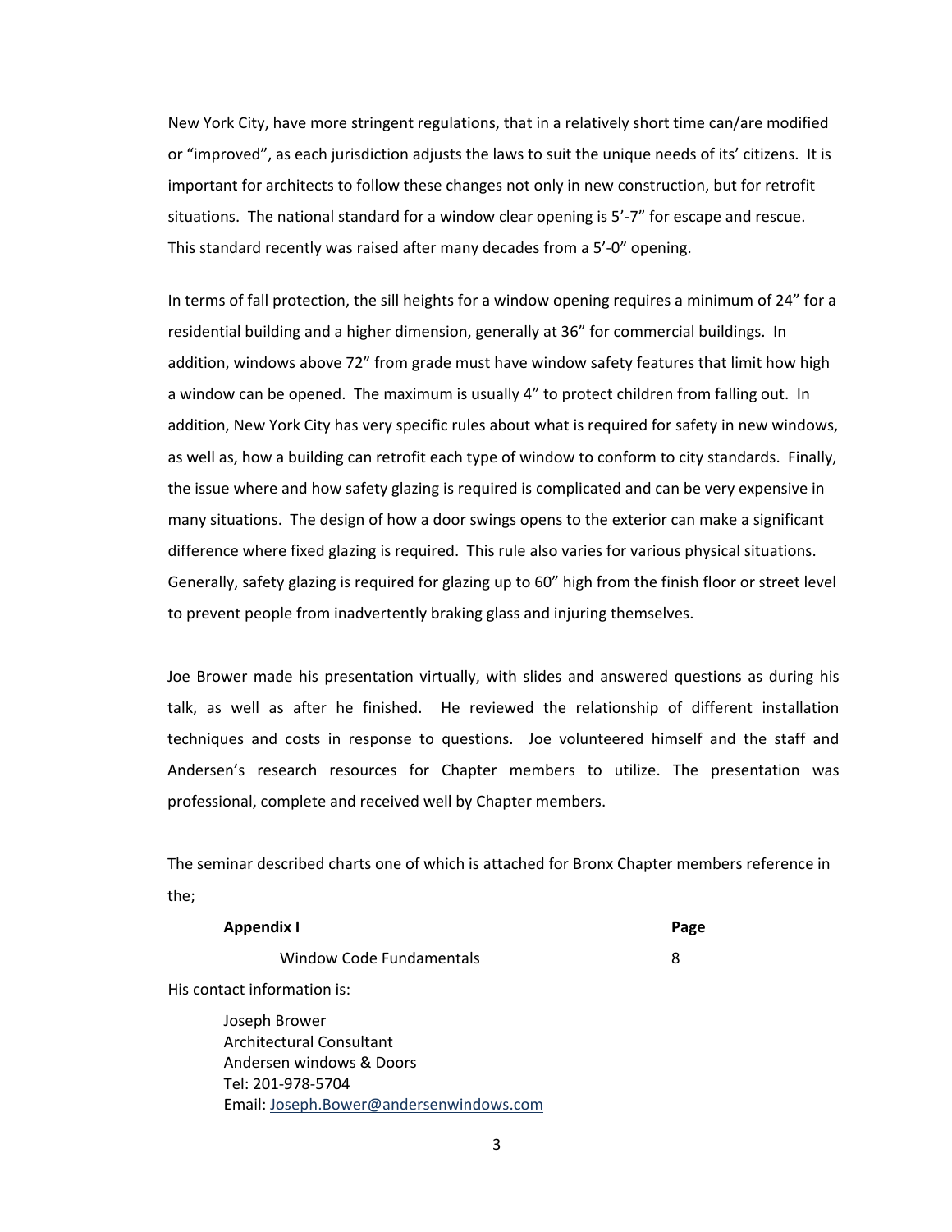New York City, have more stringent regulations, that in a relatively short time can/are modified or "improved", as each jurisdiction adjusts the laws to suit the unique needs of its' citizens. It is important for architects to follow these changes not only in new construction, but for retrofit situations. The national standard for a window clear opening is 5'-7" for escape and rescue. This standard recently was raised after many decades from a 5'-0" opening.

In terms of fall protection, the sill heights for a window opening requires a minimum of 24" for a residential building and a higher dimension, generally at 36" for commercial buildings. In addition, windows above 72" from grade must have window safety features that limit how high a window can be opened. The maximum is usually 4" to protect children from falling out. In addition, New York City has very specific rules about what is required for safety in new windows, as well as, how a building can retrofit each type of window to conform to city standards. Finally, the issue where and how safety glazing is required is complicated and can be very expensive in many situations. The design of how a door swings opens to the exterior can make a significant difference where fixed glazing is required. This rule also varies for various physical situations. Generally, safety glazing is required for glazing up to 60" high from the finish floor or street level to prevent people from inadvertently braking glass and injuring themselves.

Joe Brower made his presentation virtually, with slides and answered questions as during his talk, as well as after he finished. He reviewed the relationship of different installation techniques and costs in response to questions. Joe volunteered himself and the staff and Andersen's research resources for Chapter members to utilize. The presentation was professional, complete and received well by Chapter members.

The seminar described charts one of which is attached for Bronx Chapter members reference in the;

| **Appendix I** | **Page** |
|---|---|
| Window Code Fundamentals | 8 |

His contact information is:

Joseph Brower
Architectural Consultant
Andersen windows & Doors
Tel: 201-978-5704
Email: Joseph.Bower@andersenwindows.com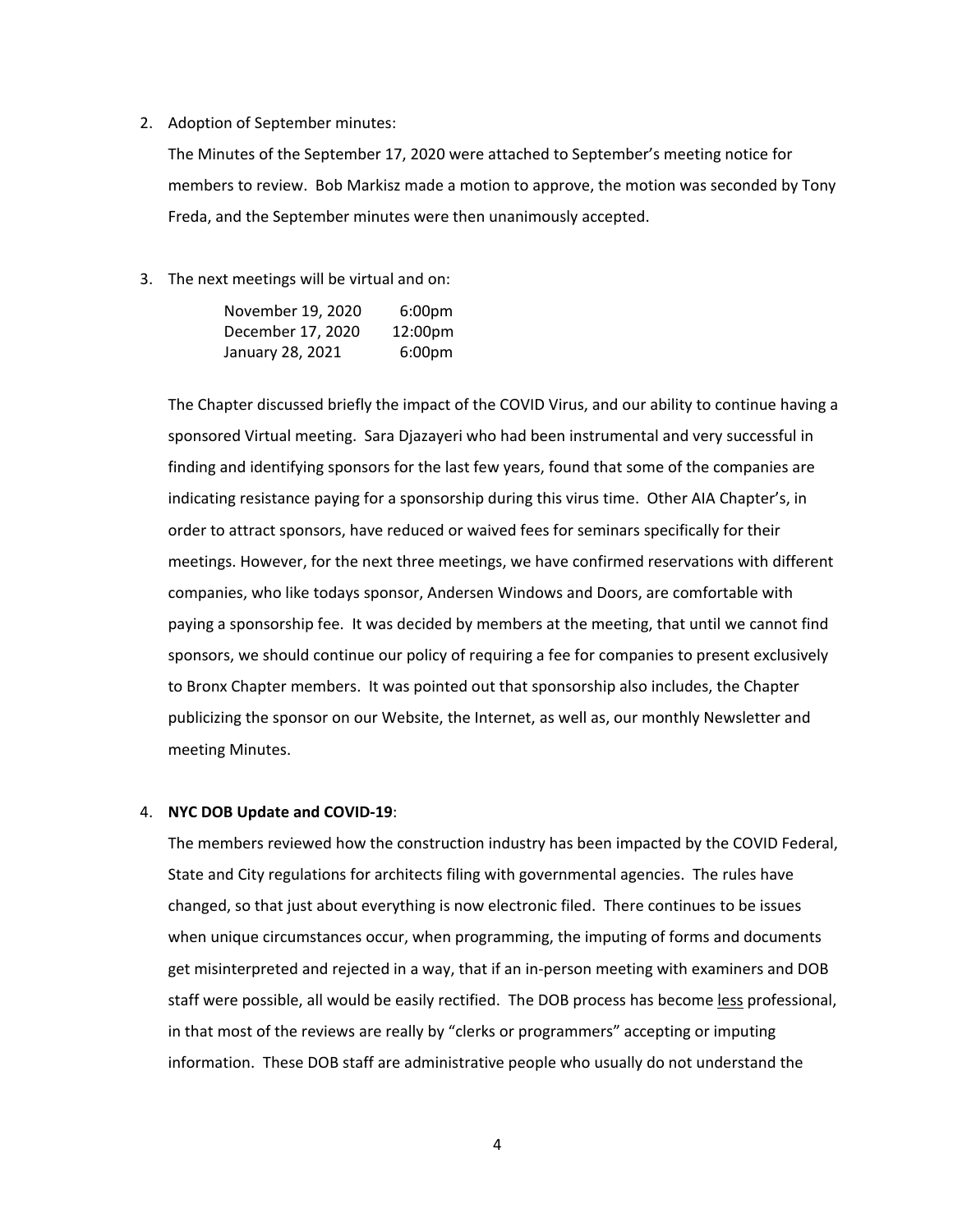2. Adoption of September minutes:

   The Minutes of the September 17, 2020 were attached to September's meeting notice for members to review. Bob Markisz made a motion to approve, the motion was seconded by Tony Freda, and the September minutes were then unanimously accepted.

3. The next meetings will be virtual and on:

   | | |
   |---|---|
   | November 19, 2020 | 6:00pm |
   | December 17, 2020 | 12:00pm |
   | January 28, 2021 | 6:00pm |

   The Chapter discussed briefly the impact of the COVID Virus, and our ability to continue having a sponsored Virtual meeting. Sara Djazayeri who had been instrumental and very successful in finding and identifying sponsors for the last few years, found that some of the companies are indicating resistance paying for a sponsorship during this virus time. Other AIA Chapter's, in order to attract sponsors, have reduced or waived fees for seminars specifically for their meetings. However, for the next three meetings, we have confirmed reservations with different companies, who like todays sponsor, Andersen Windows and Doors, are comfortable with paying a sponsorship fee. It was decided by members at the meeting, that until we cannot find sponsors, we should continue our policy of requiring a fee for companies to present exclusively to Bronx Chapter members. It was pointed out that sponsorship also includes, the Chapter publicizing the sponsor on our Website, the Internet, as well as, our monthly Newsletter and meeting Minutes.

4. **NYC DOB Update and COVID-19**:

   The members reviewed how the construction industry has been impacted by the COVID Federal, State and City regulations for architects filing with governmental agencies. The rules have changed, so that just about everything is now electronic filed. There continues to be issues when unique circumstances occur, when programming, the imputing of forms and documents get misinterpreted and rejected in a way, that if an in-person meeting with examiners and DOB staff were possible, all would be easily rectified. The DOB process has become <u>less</u> professional, in that most of the reviews are really by "clerks or programmers" accepting or imputing information. These DOB staff are administrative people who usually do not understand the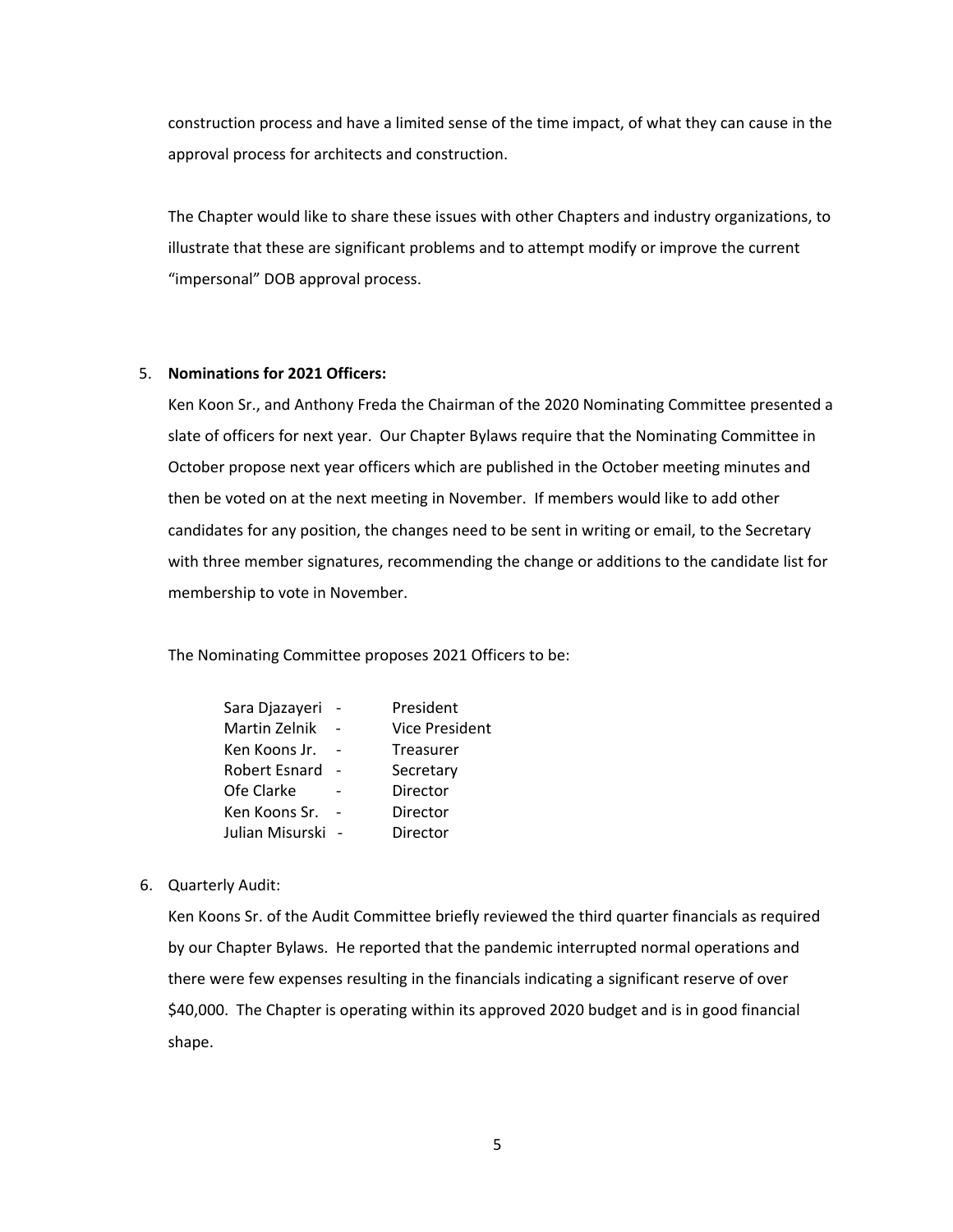construction process and have a limited sense of the time impact, of what they can cause in the approval process for architects and construction.

The Chapter would like to share these issues with other Chapters and industry organizations, to illustrate that these are significant problems and to attempt modify or improve the current "impersonal" DOB approval process.

5. **Nominations for 2021 Officers:**

   Ken Koon Sr., and Anthony Freda the Chairman of the 2020 Nominating Committee presented a slate of officers for next year. Our Chapter Bylaws require that the Nominating Committee in October propose next year officers which are published in the October meeting minutes and then be voted on at the next meeting in November. If members would like to add other candidates for any position, the changes need to be sent in writing or email, to the Secretary with three member signatures, recommending the change or additions to the candidate list for membership to vote in November.

   The Nominating Committee proposes 2021 Officers to be:

   Sara Djazayeri - President
   Martin Zelnik - Vice President
   Ken Koons Jr. - Treasurer
   Robert Esnard - Secretary
   Ofe Clarke - Director
   Ken Koons Sr. - Director
   Julian Misurski - Director

6. Quarterly Audit:

   Ken Koons Sr. of the Audit Committee briefly reviewed the third quarter financials as required by our Chapter Bylaws. He reported that the pandemic interrupted normal operations and there were few expenses resulting in the financials indicating a significant reserve of over $40,000. The Chapter is operating within its approved 2020 budget and is in good financial shape.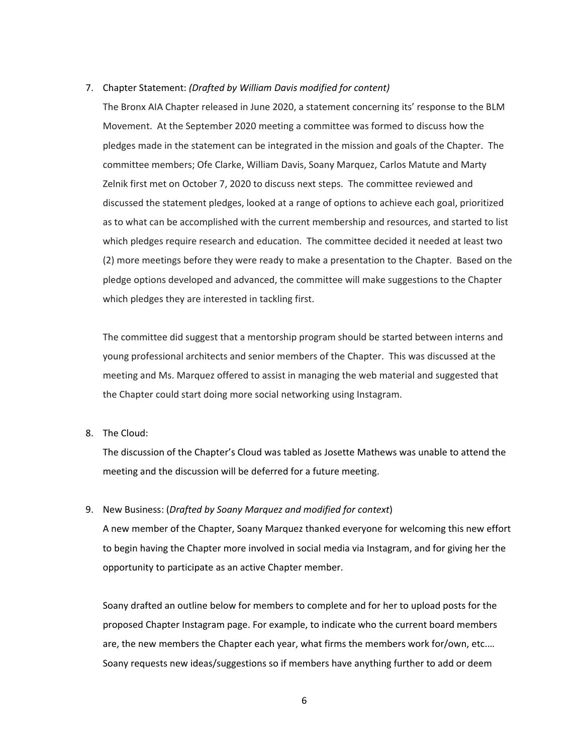7. Chapter Statement: *(Drafted by William Davis modified for content)*

   The Bronx AIA Chapter released in June 2020, a statement concerning its' response to the BLM Movement. At the September 2020 meeting a committee was formed to discuss how the pledges made in the statement can be integrated in the mission and goals of the Chapter. The committee members; Ofe Clarke, William Davis, Soany Marquez, Carlos Matute and Marty Zelnik first met on October 7, 2020 to discuss next steps. The committee reviewed and discussed the statement pledges, looked at a range of options to achieve each goal, prioritized as to what can be accomplished with the current membership and resources, and started to list which pledges require research and education. The committee decided it needed at least two (2) more meetings before they were ready to make a presentation to the Chapter. Based on the pledge options developed and advanced, the committee will make suggestions to the Chapter which pledges they are interested in tackling first.

   The committee did suggest that a mentorship program should be started between interns and young professional architects and senior members of the Chapter. This was discussed at the meeting and Ms. Marquez offered to assist in managing the web material and suggested that the Chapter could start doing more social networking using Instagram.

8. The Cloud:

   The discussion of the Chapter's Cloud was tabled as Josette Mathews was unable to attend the meeting and the discussion will be deferred for a future meeting.

9. New Business: (*Drafted by Soany Marquez and modified for context*)

   A new member of the Chapter, Soany Marquez thanked everyone for welcoming this new effort to begin having the Chapter more involved in social media via Instagram, and for giving her the opportunity to participate as an active Chapter member.

   Soany drafted an outline below for members to complete and for her to upload posts for the proposed Chapter Instagram page. For example, to indicate who the current board members are, the new members the Chapter each year, what firms the members work for/own, etc.… Soany requests new ideas/suggestions so if members have anything further to add or deem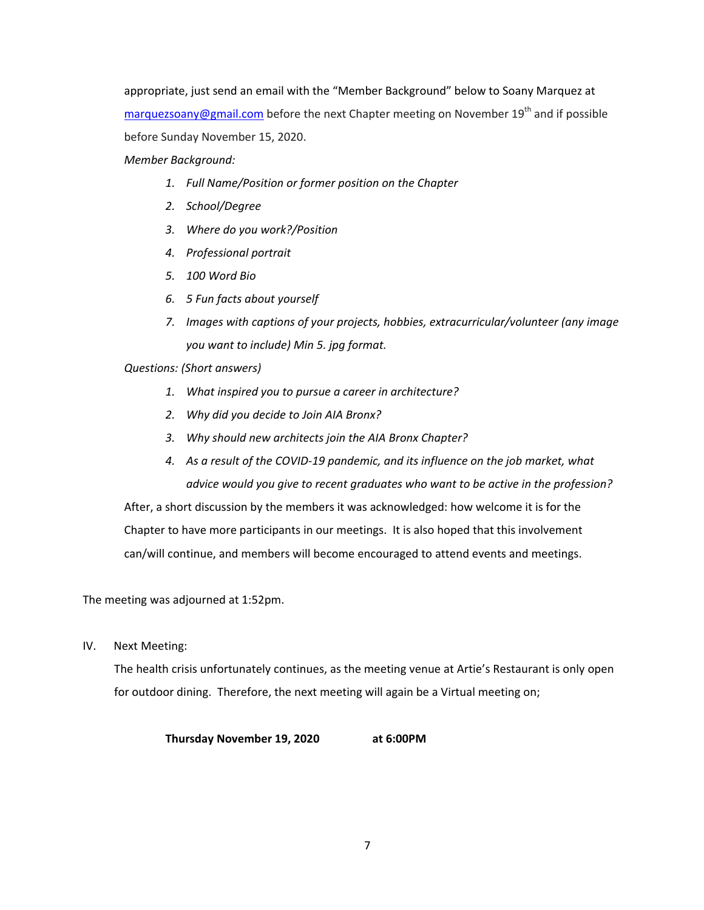appropriate, just send an email with the "Member Background" below to Soany Marquez at [marquezsoany@gmail.com](mailto:marquezsoany@gmail.com) before the next Chapter meeting on November 19th and if possible before Sunday November 15, 2020.

*Member Background:*

1. *Full Name/Position or former position on the Chapter*
2. *School/Degree*
3. *Where do you work?/Position*
4. *Professional portrait*
5. *100 Word Bio*
6. *5 Fun facts about yourself*
7. *Images with captions of your projects, hobbies, extracurricular/volunteer (any image you want to include) Min 5. jpg format.*

*Questions: (Short answers)*

1. *What inspired you to pursue a career in architecture?*
2. *Why did you decide to Join AIA Bronx?*
3. *Why should new architects join the AIA Bronx Chapter?*
4. *As a result of the COVID-19 pandemic, and its influence on the job market, what advice would you give to recent graduates who want to be active in the profession?*

After, a short discussion by the members it was acknowledged: how welcome it is for the Chapter to have more participants in our meetings. It is also hoped that this involvement can/will continue, and members will become encouraged to attend events and meetings.

The meeting was adjourned at 1:52pm.

IV. Next Meeting:

The health crisis unfortunately continues, as the meeting venue at Artie's Restaurant is only open for outdoor dining. Therefore, the next meeting will again be a Virtual meeting on;

**Thursday November 19, 2020 at 6:00PM**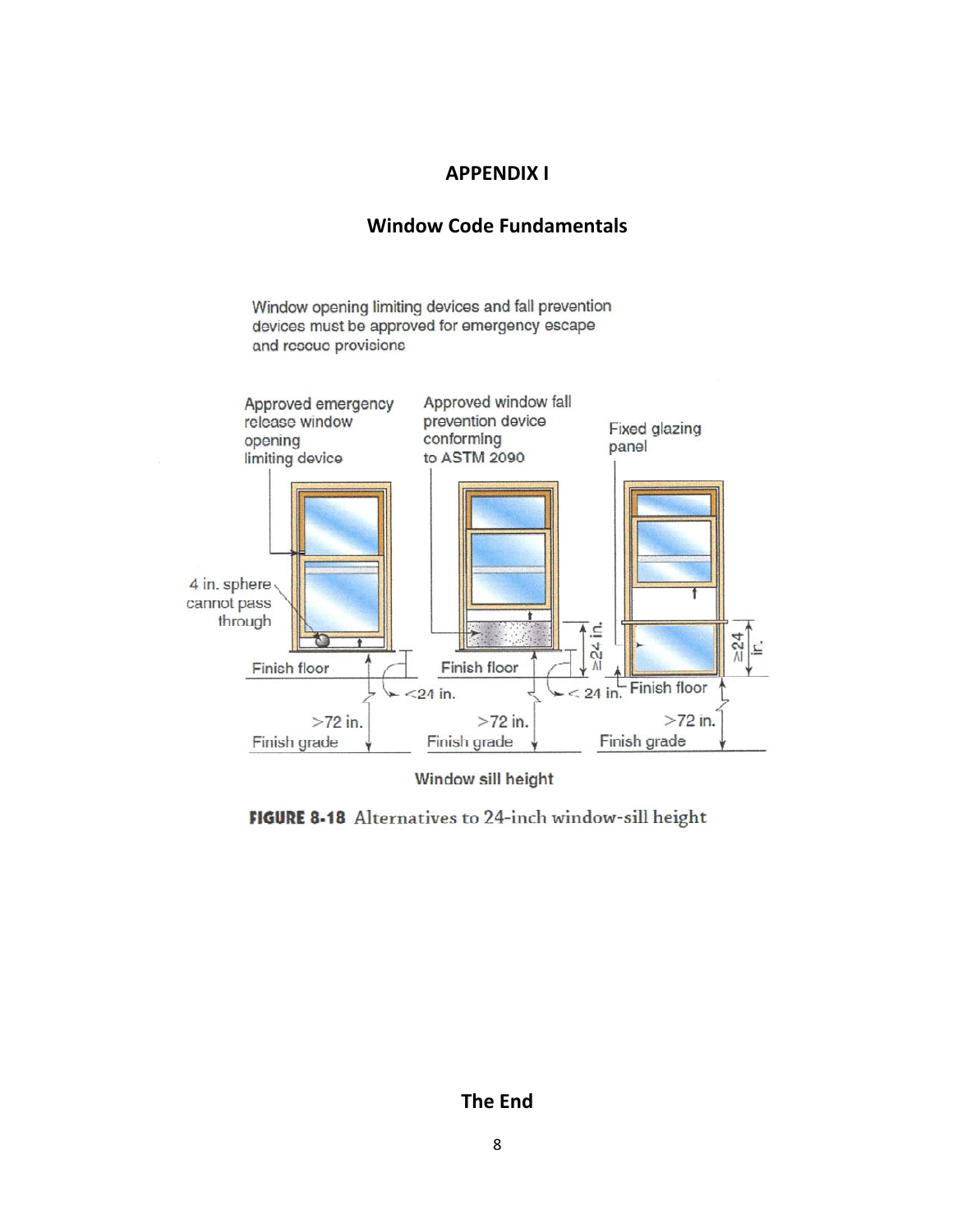# APPENDIX I

## Window Code Fundamentals

Window opening limiting devices and fall prevention devices must be approved for emergency escape and rescue provisions

Approved emergency release window opening limiting device

Approved window fall prevention device conforming to ASTM 2090

Fixed glazing panel

4 in. sphere cannot pass through

Finish floor

<24 in.

>72 in.

Finish grade

Finish floor

< 24 in.

≥24 in.

>72 in.

Finish grade

Finish floor

≥24 in.

>72 in.

Finish grade

Window sill height

**FIGURE 8-18** Alternatives to 24-inch window-sill height

**The End**